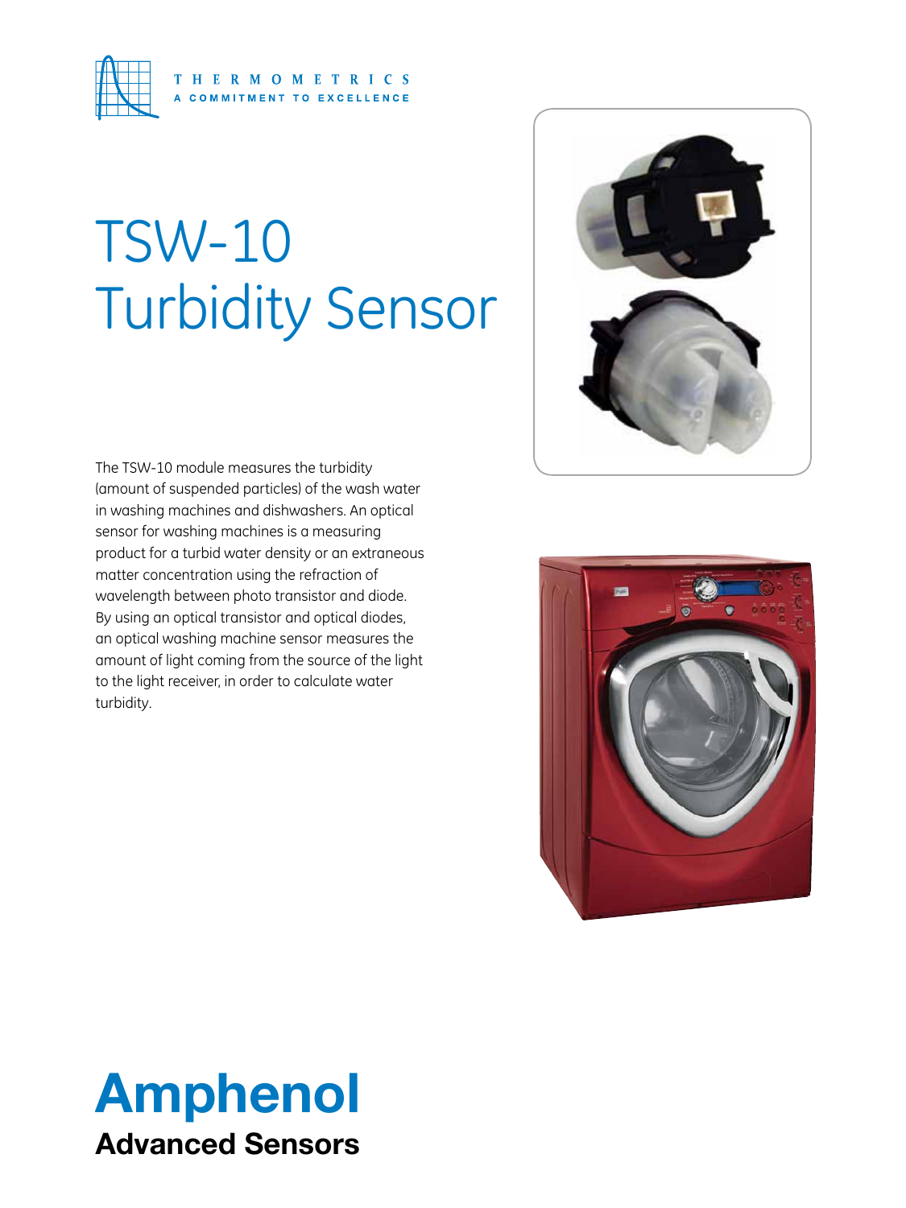THERMOMETRICS

A COMMITMENT TO EXCELLENCE

# TSW-10 Turbidity Sensor

The TSW-10 module measures the turbidity (amount of suspended particles) of the wash water in washing machines and dishwashers. An optical sensor for washing machines is a measuring product for a turbid water density or an extraneous matter concentration using the refraction of wavelength between photo transistor and diode. By using an optical transistor and optical diodes, an optical washing machine sensor measures the amount of light coming from the source of the light to the light receiver, in order to calculate water turbidity.

**Amphenol**

**Advanced Sensors**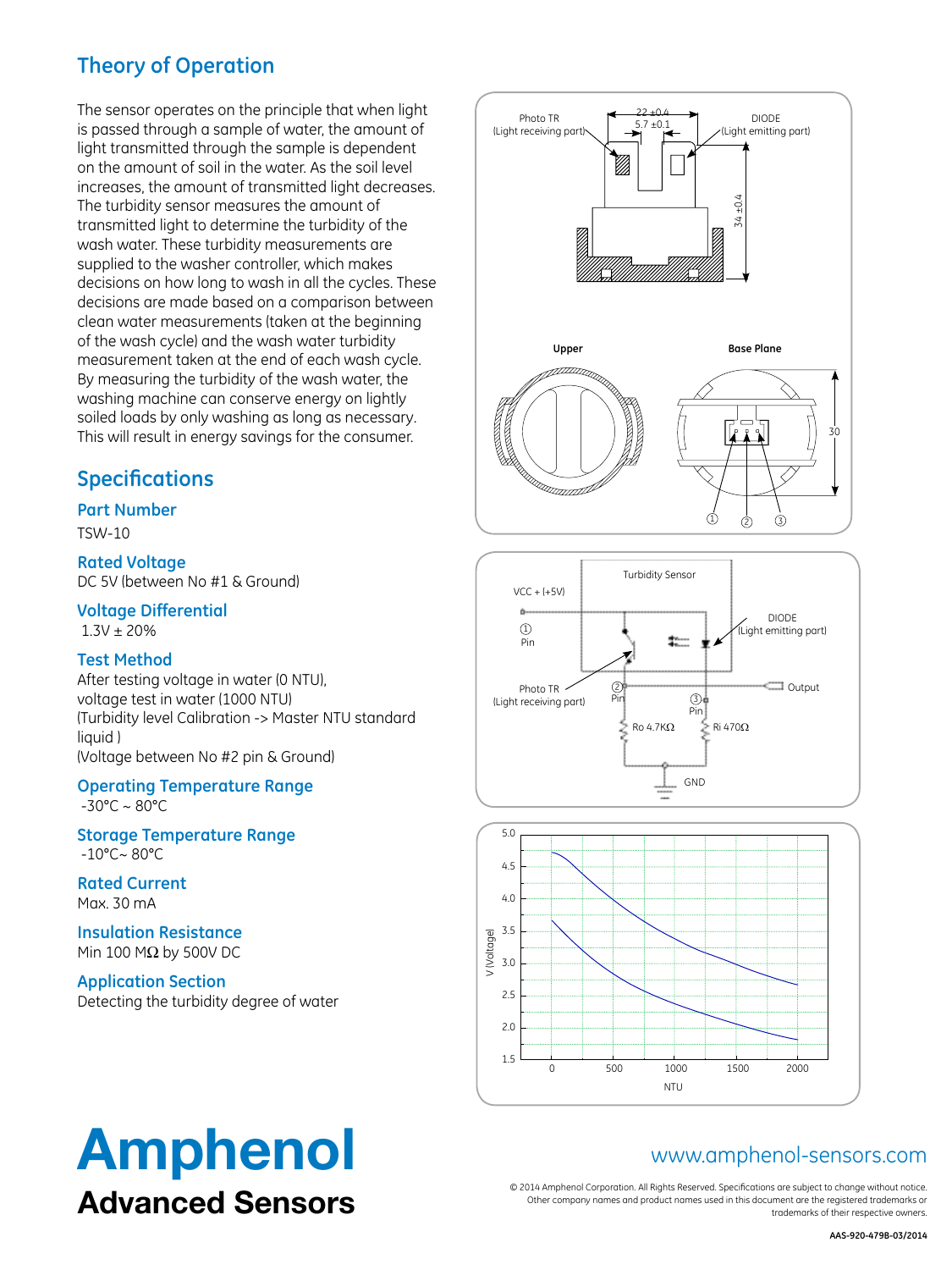## Theory of Operation

The sensor operates on the principle that when light is passed through a sample of water, the amount of light transmitted through the sample is dependent on the amount of soil in the water. As the soil level increases, the amount of transmitted light decreases. The turbidity sensor measures the amount of transmitted light to determine the turbidity of the wash water. These turbidity measurements are supplied to the washer controller, which makes decisions on how long to wash in all the cycles. These decisions are made based on a comparison between clean water measurements (taken at the beginning of the wash cycle) and the wash water turbidity measurement taken at the end of each wash cycle. By measuring the turbidity of the wash water, the washing machine can conserve energy on lightly soiled loads by only washing as long as necessary. This will result in energy savings for the consumer.

## Specifications

### Part Number
TSW-10

### Rated Voltage
DC 5V (between No #1 & Ground)

### Voltage Differential
1.3V ± 20%

### Test Method
After testing voltage in water (0 NTU),
voltage test in water (1000 NTU)
(Turbidity level Calibration -> Master NTU standard liquid )
(Voltage between No #2 pin & Ground)

### Operating Temperature Range
-30°C ~ 80°C

### Storage Temperature Range
-10°C~ 80°C

### Rated Current
Max. 30 mA

### Insulation Resistance
Min 100 MΩ by 500V DC

### Application Section
Detecting the turbidity degree of water

Photo TR (Light receiving part)
DIODE (Light emitting part)
22 ±0.4
5.7 ±0.1
34 ±0.4
Upper
Base Plane
30
① ② ③

Turbidity Sensor
VCC + (+5V)
① Pin
DIODE (Light emitting part)
Photo TR (Light receiving part)
② Pin
③ Pin
Output
Ro 4.7KΩ
Ri 470Ω
GND

V (Voltage)
5.0
4.5
4.0
3.5
3.0
2.5
2.0
1.5
0
500
1000
1500
2000
NTU

# Amphenol
## Advanced Sensors

www.amphenol-sensors.com

© 2014 Amphenol Corporation. All Rights Reserved. Specifications are subject to change without notice. Other company names and product names used in this document are the registered trademarks or trademarks of their respective owners.

AAS-920-479B-03/2014